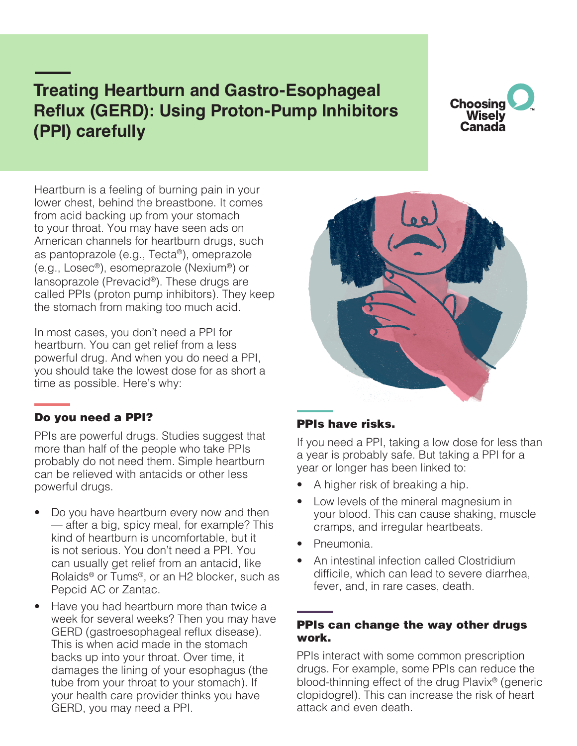# Treating Heartburn and Gastro-Esophageal Reflux (GERD): Using Proton-Pump Inhibitors (PPI) carefully

Choosing Wisely Canada

Heartburn is a feeling of burning pain in your lower chest, behind the breastbone. It comes from acid backing up from your stomach to your throat. You may have seen ads on American channels for heartburn drugs, such as pantoprazole (e.g., Tecta®), omeprazole (e.g., Losec®), esomeprazole (Nexium®) or lansoprazole (Prevacid®). These drugs are called PPIs (proton pump inhibitors). They keep the stomach from making too much acid.

In most cases, you don't need a PPI for heartburn. You can get relief from a less powerful drug. And when you do need a PPI, you should take the lowest dose for as short a time as possible. Here's why:

## Do you need a PPI?

PPIs are powerful drugs. Studies suggest that more than half of the people who take PPIs probably do not need them. Simple heartburn can be relieved with antacids or other less powerful drugs.

- Do you have heartburn every now and then — after a big, spicy meal, for example? This kind of heartburn is uncomfortable, but it is not serious. You don't need a PPI. You can usually get relief from an antacid, like Rolaids® or Tums®, or an H2 blocker, such as Pepcid AC or Zantac.
- Have you had heartburn more than twice a week for several weeks? Then you may have GERD (gastroesophageal reflux disease). This is when acid made in the stomach backs up into your throat. Over time, it damages the lining of your esophagus (the tube from your throat to your stomach). If your health care provider thinks you have GERD, you may need a PPI.

## PPIs have risks.

If you need a PPI, taking a low dose for less than a year is probably safe. But taking a PPI for a year or longer has been linked to:

- A higher risk of breaking a hip.
- Low levels of the mineral magnesium in your blood. This can cause shaking, muscle cramps, and irregular heartbeats.
- Pneumonia.
- An intestinal infection called Clostridium difficile, which can lead to severe diarrhea, fever, and, in rare cases, death.

## PPIs can change the way other drugs work.

PPIs interact with some common prescription drugs. For example, some PPIs can reduce the blood-thinning effect of the drug Plavix® (generic clopidogrel). This can increase the risk of heart attack and even death.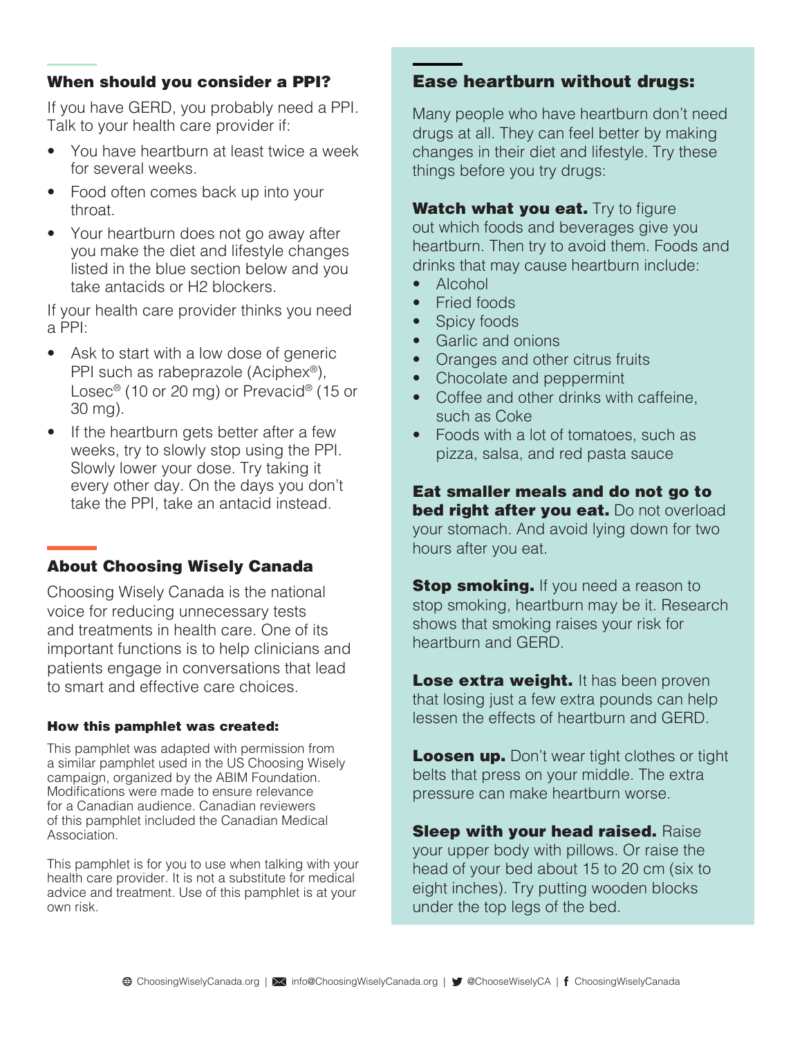## When should you consider a PPI?

If you have GERD, you probably need a PPI. Talk to your health care provider if:

- You have heartburn at least twice a week for several weeks.
- Food often comes back up into your throat.
- Your heartburn does not go away after you make the diet and lifestyle changes listed in the blue section below and you take antacids or H2 blockers.

If your health care provider thinks you need a PPI:

- Ask to start with a low dose of generic PPI such as rabeprazole (Aciphex®), Losec® (10 or 20 mg) or Prevacid® (15 or 30 mg).
- If the heartburn gets better after a few weeks, try to slowly stop using the PPI. Slowly lower your dose. Try taking it every other day. On the days you don't take the PPI, take an antacid instead.

## About Choosing Wisely Canada

Choosing Wisely Canada is the national voice for reducing unnecessary tests and treatments in health care. One of its important functions is to help clinicians and patients engage in conversations that lead to smart and effective care choices.

### How this pamphlet was created:

This pamphlet was adapted with permission from a similar pamphlet used in the US Choosing Wisely campaign, organized by the ABIM Foundation. Modifications were made to ensure relevance for a Canadian audience. Canadian reviewers of this pamphlet included the Canadian Medical Association.

This pamphlet is for you to use when talking with your health care provider. It is not a substitute for medical advice and treatment. Use of this pamphlet is at your own risk.

## Ease heartburn without drugs:

Many people who have heartburn don't need drugs at all. They can feel better by making changes in their diet and lifestyle. Try these things before you try drugs:

**Watch what you eat.** Try to figure out which foods and beverages give you heartburn. Then try to avoid them. Foods and drinks that may cause heartburn include:

- Alcohol
- Fried foods
- Spicy foods
- Garlic and onions
- Oranges and other citrus fruits
- Chocolate and peppermint
- Coffee and other drinks with caffeine, such as Coke
- Foods with a lot of tomatoes, such as pizza, salsa, and red pasta sauce

**Eat smaller meals and do not go to bed right after you eat.** Do not overload your stomach. And avoid lying down for two hours after you eat.

**Stop smoking.** If you need a reason to stop smoking, heartburn may be it. Research shows that smoking raises your risk for heartburn and GERD.

**Lose extra weight.** It has been proven that losing just a few extra pounds can help lessen the effects of heartburn and GERD.

**Loosen up.** Don't wear tight clothes or tight belts that press on your middle. The extra pressure can make heartburn worse.

**Sleep with your head raised.** Raise your upper body with pillows. Or raise the head of your bed about 15 to 20 cm (six to eight inches). Try putting wooden blocks under the top legs of the bed.

ChoosingWiselyCanada.org | info@ChoosingWiselyCanada.org | @ChooseWiselyCA | ChoosingWiselyCanada